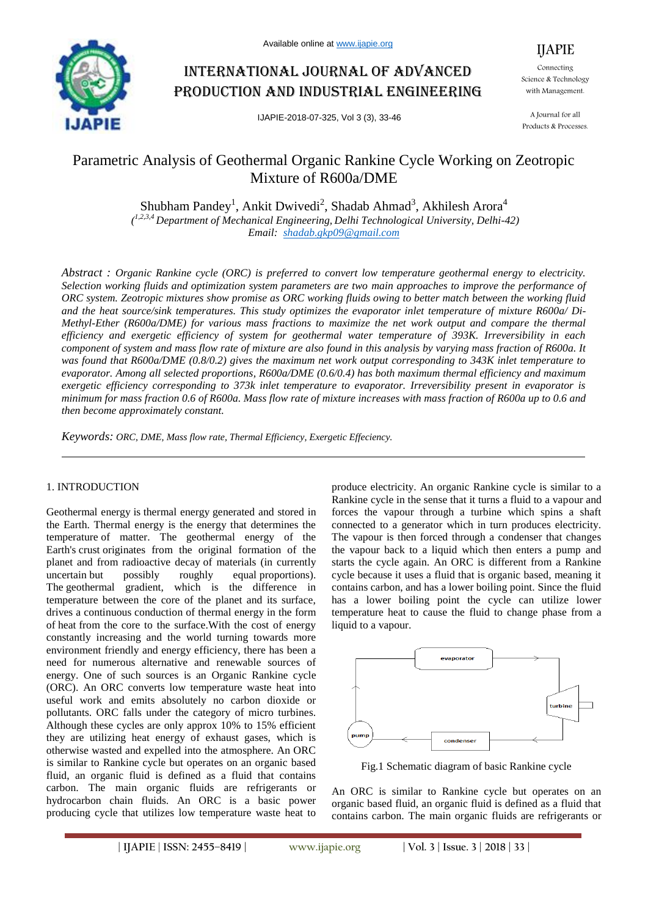# Parametric Analysis of Geothermal Organic Rankine Cycle Working on Zeotropic Mixture of R600a/DME

Shubham Pandey[1], Ankit Dwivedi[2], Shadab Ahmad[3], Akhilesh Arora[4]

([1,2,3,4] Department of Mechanical Engineering, Delhi Technological University, Delhi-42)

Email: shadab.gkp09@gmail.com

*Abstract* : *Organic Rankine cycle (ORC) is preferred to convert low temperature geothermal energy to electricity. Selection working fluids and optimization system parameters are two main approaches to improve the performance of ORC system. Zeotropic mixtures show promise as ORC working fluids owing to better match between the working fluid and the heat source/sink temperatures. This study optimizes the evaporator inlet temperature of mixture R600a/ Di-Methyl-Ether (R600a/DME) for various mass fractions to maximize the net work output and compare the thermal efficiency and exergetic efficiency of system for geothermal water temperature of 393K. Irreversibility in each component of system and mass flow rate of mixture are also found in this analysis by varying mass fraction of R600a. It was found that R600a/DME (0.8/0.2) gives the maximum net work output corresponding to 343K inlet temperature to evaporator. Among all selected proportions, R600a/DME (0.6/0.4) has both maximum thermal efficiency and maximum exergetic efficiency corresponding to 373k inlet temperature to evaporator. Irreversibility present in evaporator is minimum for mass fraction 0.6 of R600a. Mass flow rate of mixture increases with mass fraction of R600a up to 0.6 and then become approximately constant.*

*Keywords: ORC, DME, Mass flow rate, Thermal Efficiency, Exergetic Effeciency.*

## 1. INTRODUCTION

Geothermal energy is thermal energy generated and stored in the Earth. Thermal energy is the energy that determines the temperature of matter. The geothermal energy of the Earth's crust originates from the original formation of the planet and from radioactive decay of materials (in currently uncertain but possibly roughly equal proportions). The geothermal gradient, which is the difference in temperature between the core of the planet and its surface, drives a continuous conduction of thermal energy in the form of heat from the core to the surface.With the cost of energy constantly increasing and the world turning towards more environment friendly and energy efficiency, there has been a need for numerous alternative and renewable sources of energy. One of such sources is an Organic Rankine cycle (ORC). An ORC converts low temperature waste heat into useful work and emits absolutely no carbon dioxide or pollutants. ORC falls under the category of micro turbines. Although these cycles are only approx 10% to 15% efficient they are utilizing heat energy of exhaust gases, which is otherwise wasted and expelled into the atmosphere. An ORC is similar to Rankine cycle but operates on an organic based fluid, an organic fluid is defined as a fluid that contains carbon. The main organic fluids are refrigerants or hydrocarbon chain fluids. An ORC is a basic power producing cycle that utilizes low temperature waste heat to produce electricity. An organic Rankine cycle is similar to a Rankine cycle in the sense that it turns a fluid to a vapour and forces the vapour through a turbine which spins a shaft connected to a generator which in turn produces electricity. The vapour is then forced through a condenser that changes the vapour back to a liquid which then enters a pump and starts the cycle again. An ORC is different from a Rankine cycle because it uses a fluid that is organic based, meaning it contains carbon, and has a lower boiling point. Since the fluid has a lower boiling point the cycle can utilize lower temperature heat to cause the fluid to change phase from a liquid to a vapour.

Fig.1 Schematic diagram of basic Rankine cycle

An ORC is similar to Rankine cycle but operates on an organic based fluid, an organic fluid is defined as a fluid that contains carbon. The main organic fluids are refrigerants or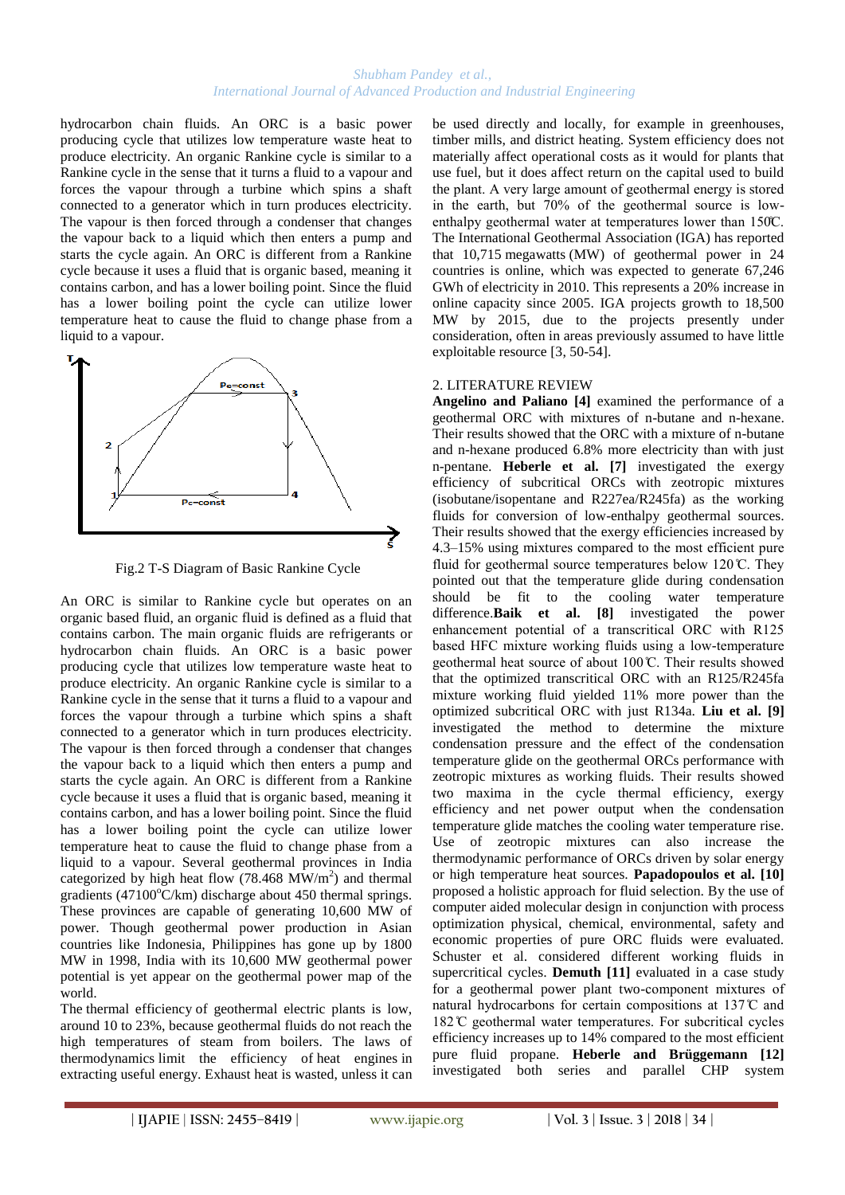hydrocarbon chain fluids. An ORC is a basic power producing cycle that utilizes low temperature waste heat to produce electricity. An organic Rankine cycle is similar to a Rankine cycle in the sense that it turns a fluid to a vapour and forces the vapour through a turbine which spins a shaft connected to a generator which in turn produces electricity. The vapour is then forced through a condenser that changes the vapour back to a liquid which then enters a pump and starts the cycle again. An ORC is different from a Rankine cycle because it uses a fluid that is organic based, meaning it contains carbon, and has a lower boiling point. Since the fluid has a lower boiling point the cycle can utilize lower temperature heat to cause the fluid to change phase from a liquid to a vapour.

Fig.2 T-S Diagram of Basic Rankine Cycle

An ORC is similar to Rankine cycle but operates on an organic based fluid, an organic fluid is defined as a fluid that contains carbon. The main organic fluids are refrigerants or hydrocarbon chain fluids. An ORC is a basic power producing cycle that utilizes low temperature waste heat to produce electricity. An organic Rankine cycle is similar to a Rankine cycle in the sense that it turns a fluid to a vapour and forces the vapour through a turbine which spins a shaft connected to a generator which in turn produces electricity. The vapour is then forced through a condenser that changes the vapour back to a liquid which then enters a pump and starts the cycle again. An ORC is different from a Rankine cycle because it uses a fluid that is organic based, meaning it contains carbon, and has a lower boiling point. Since the fluid has a lower boiling point the cycle can utilize lower temperature heat to cause the fluid to change phase from a liquid to a vapour. Several geothermal provinces in India categorized by high heat flow (78.468 $MW/m^2$) and thermal gradients (47100°C/km) discharge about 450 thermal springs. These provinces are capable of generating 10,600 MW of power. Though geothermal power production in Asian countries like Indonesia, Philippines has gone up by 1800 MW in 1998, India with its 10,600 MW geothermal power potential is yet appear on the geothermal power map of the world.

The thermal efficiency of geothermal electric plants is low, around 10 to 23%, because geothermal fluids do not reach the high temperatures of steam from boilers. The laws of thermodynamics limit the efficiency of heat engines in extracting useful energy. Exhaust heat is wasted, unless it can be used directly and locally, for example in greenhouses, timber mills, and district heating. System efficiency does not materially affect operational costs as it would for plants that use fuel, but it does affect return on the capital used to build the plant. A very large amount of geothermal energy is stored in the earth, but 70% of the geothermal source is low-enthalpy geothermal water at temperatures lower than 150℃. The International Geothermal Association (IGA) has reported that 10,715 megawatts (MW) of geothermal power in 24 countries is online, which was expected to generate 67,246 GWh of electricity in 2010. This represents a 20% increase in online capacity since 2005. IGA projects growth to 18,500 MW by 2015, due to the projects presently under consideration, often in areas previously assumed to have little exploitable resource [3, 50-54].

## 2. LITERATURE REVIEW

**Angelino and Paliano [4]** examined the performance of a geothermal ORC with mixtures of n-butane and n-hexane. Their results showed that the ORC with a mixture of n-butane and n-hexane produced 6.8% more electricity than with just n-pentane. **Heberle et al. [7]** investigated the exergy efficiency of subcritical ORCs with zeotropic mixtures (isobutane/isopentane and R227ea/R245fa) as the working fluids for conversion of low-enthalpy geothermal sources. Their results showed that the exergy efficiencies increased by 4.3–15% using mixtures compared to the most efficient pure fluid for geothermal source temperatures below 120℃. They pointed out that the temperature glide during condensation should be fit to the cooling water temperature difference.**Baik et al. [8]** investigated the power enhancement potential of a transcritical ORC with R125 based HFC mixture working fluids using a low-temperature geothermal heat source of about 100℃. Their results showed that the optimized transcritical ORC with an R125/R245fa mixture working fluid yielded 11% more power than the optimized subcritical ORC with just R134a. **Liu et al. [9]** investigated the method to determine the mixture condensation pressure and the effect of the condensation temperature glide on the geothermal ORCs performance with zeotropic mixtures as working fluids. Their results showed two maxima in the cycle thermal efficiency, exergy efficiency and net power output when the condensation temperature glide matches the cooling water temperature rise. Use of zeotropic mixtures can also increase the thermodynamic performance of ORCs driven by solar energy or high temperature heat sources. **Papadopoulos et al. [10]** proposed a holistic approach for fluid selection. By the use of computer aided molecular design in conjunction with process optimization physical, chemical, environmental, safety and economic properties of pure ORC fluids were evaluated. Schuster et al. considered different working fluids in supercritical cycles. **Demuth [11]** evaluated in a case study for a geothermal power plant two-component mixtures of natural hydrocarbons for certain compositions at 137℃ and 182℃ geothermal water temperatures. For subcritical cycles efficiency increases up to 14% compared to the most efficient pure fluid propane. **Heberle and Brüggemann [12]** investigated both series and parallel CHP system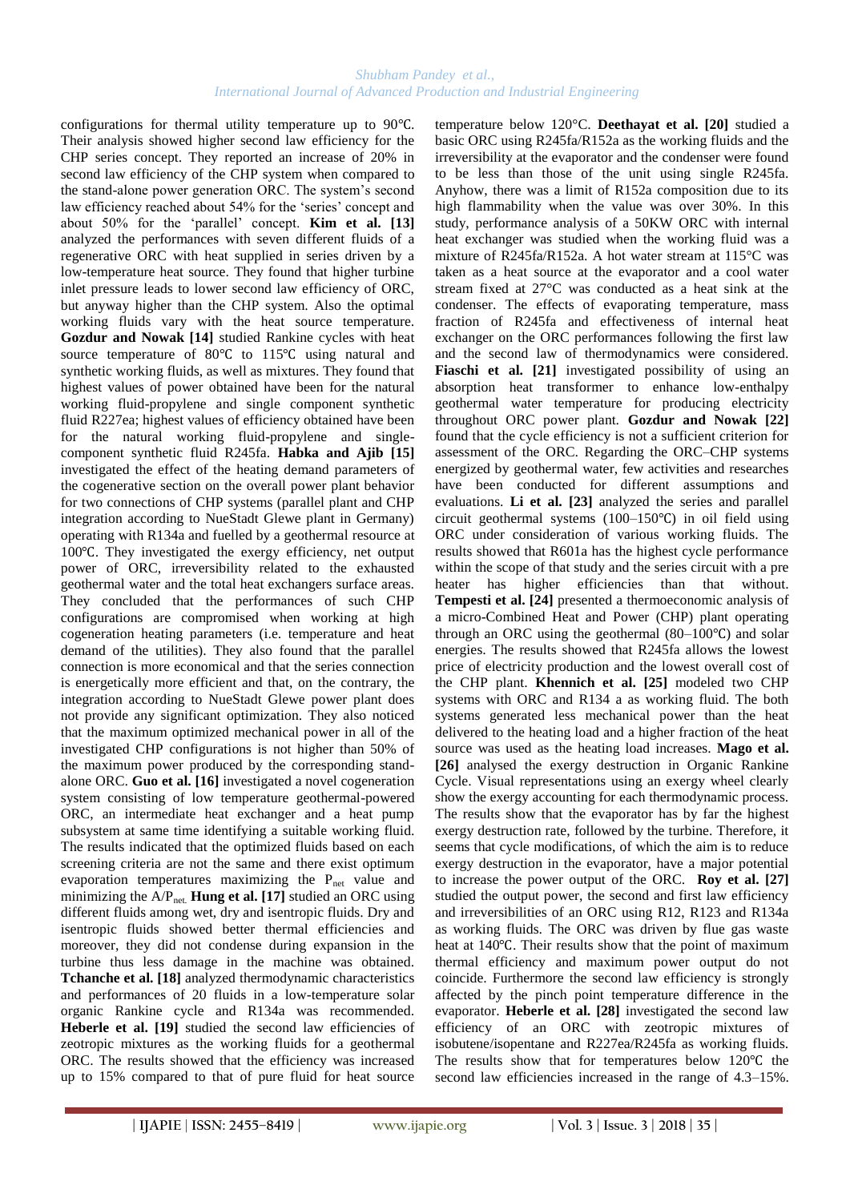configurations for thermal utility temperature up to 90℃. Their analysis showed higher second law efficiency for the CHP series concept. They reported an increase of 20% in second law efficiency of the CHP system when compared to the stand-alone power generation ORC. The system's second law efficiency reached about 54% for the 'series' concept and about 50% for the 'parallel' concept. **Kim et al. [13]** analyzed the performances with seven different fluids of a regenerative ORC with heat supplied in series driven by a low-temperature heat source. They found that higher turbine inlet pressure leads to lower second law efficiency of ORC, but anyway higher than the CHP system. Also the optimal working fluids vary with the heat source temperature. **Gozdur and Nowak [14]** studied Rankine cycles with heat source temperature of 80℃ to 115℃ using natural and synthetic working fluids, as well as mixtures. They found that highest values of power obtained have been for the natural working fluid-propylene and single component synthetic fluid R227ea; highest values of efficiency obtained have been for the natural working fluid-propylene and single-component synthetic fluid R245fa. **Habka and Ajib [15]** investigated the effect of the heating demand parameters of the cogenerative section on the overall power plant behavior for two connections of CHP systems (parallel plant and CHP integration according to NueStadt Glewe plant in Germany) operating with R134a and fuelled by a geothermal resource at 100℃. They investigated the exergy efficiency, net output power of ORC, irreversibility related to the exhausted geothermal water and the total heat exchangers surface areas. They concluded that the performances of such CHP configurations are compromised when working at high cogeneration heating parameters (i.e. temperature and heat demand of the utilities). They also found that the parallel connection is more economical and that the series connection is energetically more efficient and that, on the contrary, the integration according to NueStadt Glewe power plant does not provide any significant optimization. They also noticed that the maximum optimized mechanical power in all of the investigated CHP configurations is not higher than 50% of the maximum power produced by the corresponding stand-alone ORC. **Guo et al. [16]** investigated a novel cogeneration system consisting of low temperature geothermal-powered ORC, an intermediate heat exchanger and a heat pump subsystem at same time identifying a suitable working fluid. The results indicated that the optimized fluids based on each screening criteria are not the same and there exist optimum evaporation temperatures maximizing the $P_{net}$ value and minimizing the $A/P_{net}$. **Hung et al. [17]** studied an ORC using different fluids among wet, dry and isentropic fluids. Dry and isentropic fluids showed better thermal efficiencies and moreover, they did not condense during expansion in the turbine thus less damage in the machine was obtained. **Tchanche et al. [18]** analyzed thermodynamic characteristics and performances of 20 fluids in a low-temperature solar organic Rankine cycle and R134a was recommended. **Heberle et al. [19]** studied the second law efficiencies of zeotropic mixtures as the working fluids for a geothermal ORC. The results showed that the efficiency was increased up to 15% compared to that of pure fluid for heat source temperature below 120°C. **Deethayat et al. [20]** studied a basic ORC using R245fa/R152a as the working fluids and the irreversibility at the evaporator and the condenser were found to be less than those of the unit using single R245fa. Anyhow, there was a limit of R152a composition due to its high flammability when the value was over 30%. In this study, performance analysis of a 50KW ORC with internal heat exchanger was studied when the working fluid was a mixture of R245fa/R152a. A hot water stream at 115°C was taken as a heat source at the evaporator and a cool water stream fixed at 27°C was conducted as a heat sink at the condenser. The effects of evaporating temperature, mass fraction of R245fa and effectiveness of internal heat exchanger on the ORC performances following the first law and the second law of thermodynamics were considered. **Fiaschi et al. [21]** investigated possibility of using an absorption heat transformer to enhance low-enthalpy geothermal water temperature for producing electricity throughout ORC power plant. **Gozdur and Nowak [22]** found that the cycle efficiency is not a sufficient criterion for assessment of the ORC. Regarding the ORC–CHP systems energized by geothermal water, few activities and researches have been conducted for different assumptions and evaluations. **Li et al. [23]** analyzed the series and parallel circuit geothermal systems (100–150℃) in oil field using ORC under consideration of various working fluids. The results showed that R601a has the highest cycle performance within the scope of that study and the series circuit with a pre heater has higher efficiencies than that without. **Tempesti et al. [24]** presented a thermoeconomic analysis of a micro-Combined Heat and Power (CHP) plant operating through an ORC using the geothermal (80–100℃) and solar energies. The results showed that R245fa allows the lowest price of electricity production and the lowest overall cost of the CHP plant. **Khennich et al. [25]** modeled two CHP systems with ORC and R134 a as working fluid. The both systems generated less mechanical power than the heat delivered to the heating load and a higher fraction of the heat source was used as the heating load increases. **Mago et al. [26]** analysed the exergy destruction in Organic Rankine Cycle. Visual representations using an exergy wheel clearly show the exergy accounting for each thermodynamic process. The results show that the evaporator has by far the highest exergy destruction rate, followed by the turbine. Therefore, it seems that cycle modifications, of which the aim is to reduce exergy destruction in the evaporator, have a major potential to increase the power output of the ORC. **Roy et al. [27]** studied the output power, the second and first law efficiency and irreversibilities of an ORC using R12, R123 and R134a as working fluids. The ORC was driven by flue gas waste heat at 140℃. Their results show that the point of maximum thermal efficiency and maximum power output do not coincide. Furthermore the second law efficiency is strongly affected by the pinch point temperature difference in the evaporator. **Heberle et al. [28]** investigated the second law efficiency of an ORC with zeotropic mixtures of isobutene/isopentane and R227ea/R245fa as working fluids. The results show that for temperatures below 120℃ the second law efficiencies increased in the range of 4.3–15%.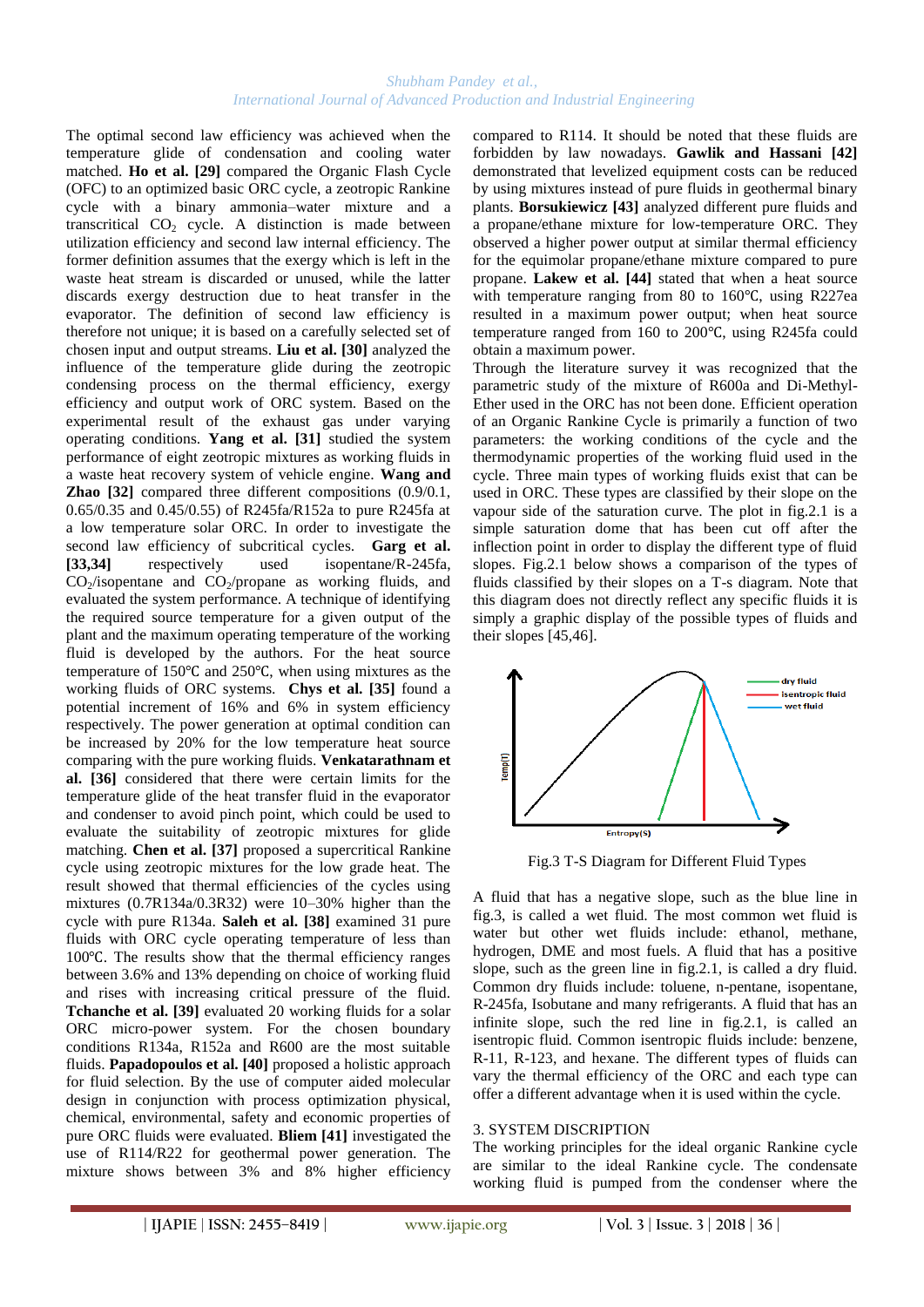The optimal second law efficiency was achieved when the temperature glide of condensation and cooling water matched. **Ho et al. [29]** compared the Organic Flash Cycle (OFC) to an optimized basic ORC cycle, a zeotropic Rankine cycle with a binary ammonia–water mixture and a transcritical $CO_2$ cycle. A distinction is made between utilization efficiency and second law internal efficiency. The former definition assumes that the exergy which is left in the waste heat stream is discarded or unused, while the latter discards exergy destruction due to heat transfer in the evaporator. The definition of second law efficiency is therefore not unique; it is based on a carefully selected set of chosen input and output streams. **Liu et al. [30]** analyzed the influence of the temperature glide during the zeotropic condensing process on the thermal efficiency, exergy efficiency and output work of ORC system. Based on the experimental result of the exhaust gas under varying operating conditions. **Yang et al. [31]** studied the system performance of eight zeotropic mixtures as working fluids in a waste heat recovery system of vehicle engine. **Wang and Zhao [32]** compared three different compositions (0.9/0.1, 0.65/0.35 and 0.45/0.55) of R245fa/R152a to pure R245fa at a low temperature solar ORC. In order to investigate the second law efficiency of subcritical cycles. **Garg et al. [33,34]** respectively used isopentane/R-245fa, $CO_2$/isopentane and $CO_2$/propane as working fluids, and evaluated the system performance. A technique of identifying the required source temperature for a given output of the plant and the maximum operating temperature of the working fluid is developed by the authors. For the heat source temperature of 150℃ and 250℃, when using mixtures as the working fluids of ORC systems. **Chys et al. [35]** found a potential increment of 16% and 6% in system efficiency respectively. The power generation at optimal condition can be increased by 20% for the low temperature heat source comparing with the pure working fluids. **Venkatarathnam et al. [36]** considered that there were certain limits for the temperature glide of the heat transfer fluid in the evaporator and condenser to avoid pinch point, which could be used to evaluate the suitability of zeotropic mixtures for glide matching. **Chen et al. [37]** proposed a supercritical Rankine cycle using zeotropic mixtures for the low grade heat. The result showed that thermal efficiencies of the cycles using mixtures (0.7R134a/0.3R32) were 10–30% higher than the cycle with pure R134a. **Saleh et al. [38]** examined 31 pure fluids with ORC cycle operating temperature of less than 100℃. The results show that the thermal efficiency ranges between 3.6% and 13% depending on choice of working fluid and rises with increasing critical pressure of the fluid. **Tchanche et al. [39]** evaluated 20 working fluids for a solar ORC micro-power system. For the chosen boundary conditions R134a, R152a and R600 are the most suitable fluids. **Papadopoulos et al. [40]** proposed a holistic approach for fluid selection. By the use of computer aided molecular design in conjunction with process optimization physical, chemical, environmental, safety and economic properties of pure ORC fluids were evaluated. **Bliem [41]** investigated the use of R114/R22 for geothermal power generation. The mixture shows between 3% and 8% higher efficiency compared to R114. It should be noted that these fluids are forbidden by law nowadays. **Gawlik and Hassani [42]** demonstrated that levelized equipment costs can be reduced by using mixtures instead of pure fluids in geothermal binary plants. **Borsukiewicz [43]** analyzed different pure fluids and a propane/ethane mixture for low-temperature ORC. They observed a higher power output at similar thermal efficiency for the equimolar propane/ethane mixture compared to pure propane. **Lakew et al. [44]** stated that when a heat source with temperature ranging from 80 to 160℃, using R227ea resulted in a maximum power output; when heat source temperature ranged from 160 to 200℃, using R245fa could obtain a maximum power.

Through the literature survey it was recognized that the parametric study of the mixture of R600a and Di-Methyl-Ether used in the ORC has not been done. Efficient operation of an Organic Rankine Cycle is primarily a function of two parameters: the working conditions of the cycle and the thermodynamic properties of the working fluid used in the cycle. Three main types of working fluids exist that can be used in ORC. These types are classified by their slope on the vapour side of the saturation curve. The plot in fig.2.1 is a simple saturation dome that has been cut off after the inflection point in order to display the different type of fluid slopes. Fig.2.1 below shows a comparison of the types of fluids classified by their slopes on a T-s diagram. Note that this diagram does not directly reflect any specific fluids it is simply a graphic display of the possible types of fluids and their slopes [45,46].

Fig.3 T-S Diagram for Different Fluid Types

A fluid that has a negative slope, such as the blue line in fig.3, is called a wet fluid. The most common wet fluid is water but other wet fluids include: ethanol, methane, hydrogen, DME and most fuels. A fluid that has a positive slope, such as the green line in fig.2.1, is called a dry fluid. Common dry fluids include: toluene, n-pentane, isopentane, R-245fa, Isobutane and many refrigerants. A fluid that has an infinite slope, such the red line in fig.2.1, is called an isentropic fluid. Common isentropic fluids include: benzene, R-11, R-123, and hexane. The different types of fluids can vary the thermal efficiency of the ORC and each type can offer a different advantage when it is used within the cycle.

## 3. SYSTEM DISCRIPTION

The working principles for the ideal organic Rankine cycle are similar to the ideal Rankine cycle. The condensate working fluid is pumped from the condenser where the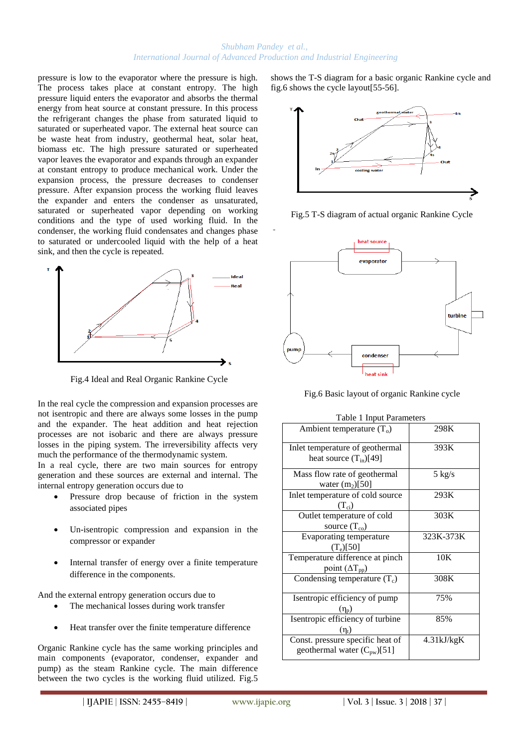pressure is low to the evaporator where the pressure is high. The process takes place at constant entropy. The high pressure liquid enters the evaporator and absorbs the thermal energy from heat source at constant pressure. In this process the refrigerant changes the phase from saturated liquid to saturated or superheated vapor. The external heat source can be waste heat from industry, geothermal heat, solar heat, biomass etc. The high pressure saturated or superheated vapor leaves the evaporator and expands through an expander at constant entropy to produce mechanical work. Under the expansion process, the pressure decreases to condenser pressure. After expansion process the working fluid leaves the expander and enters the condenser as unsaturated, saturated or superheated vapor depending on working conditions and the type of used working fluid. In the condenser, the working fluid condensates and changes phase to saturated or undercooled liquid with the help of a heat sink, and then the cycle is repeated.

Fig.4 Ideal and Real Organic Rankine Cycle

In the real cycle the compression and expansion processes are not isentropic and there are always some losses in the pump and the expander. The heat addition and heat rejection processes are not isobaric and there are always pressure losses in the piping system. The irreversibility affects very much the performance of the thermodynamic system.

In a real cycle, there are two main sources for entropy generation and these sources are external and internal. The internal entropy generation occurs due to

- Pressure drop because of friction in the system associated pipes
- Un-isentropic compression and expansion in the compressor or expander
- Internal transfer of energy over a finite temperature difference in the components.

And the external entropy generation occurs due to

- The mechanical losses during work transfer
- Heat transfer over the finite temperature difference

Organic Rankine cycle has the same working principles and main components (evaporator, condenser, expander and pump) as the steam Rankine cycle. The main difference between the two cycles is the working fluid utilized. Fig.5 shows the T-S diagram for a basic organic Rankine cycle and fig.6 shows the cycle layout[55-56].

Fig.5 T-S diagram of actual organic Rankine Cycle

Fig.6 Basic layout of organic Rankine cycle

Table 1 Input Parameters

| Parameter | Value |
|---|---|
| Ambient temperature ($T_o$) | 298K |
| Inlet temperature of geothermal heat source ($T_{in}$)[49] | 393K |
| Mass flow rate of geothermal water ($m_2$)[50] | 5 kg/s |
| Inlet temperature of cold source ($T_{ci}$) | 293K |
| Outlet temperature of cold source ($T_{co}$) | 303K |
| Evaporating temperature ($T_e$)[50] | 323K-373K |
| Temperature difference at pinch point ($\Delta T_{pp}$) | 10K |
| Condensing temperature ($T_c$) | 308K |
| Isentropic efficiency of pump ($\eta_p$) | 75% |
| Isentropic efficiency of turbine ($\eta_t$) | 85% |
| Const. pressure specific heat of geothermal water ($C_{pw}$)[51] | 4.31kJ/kgK |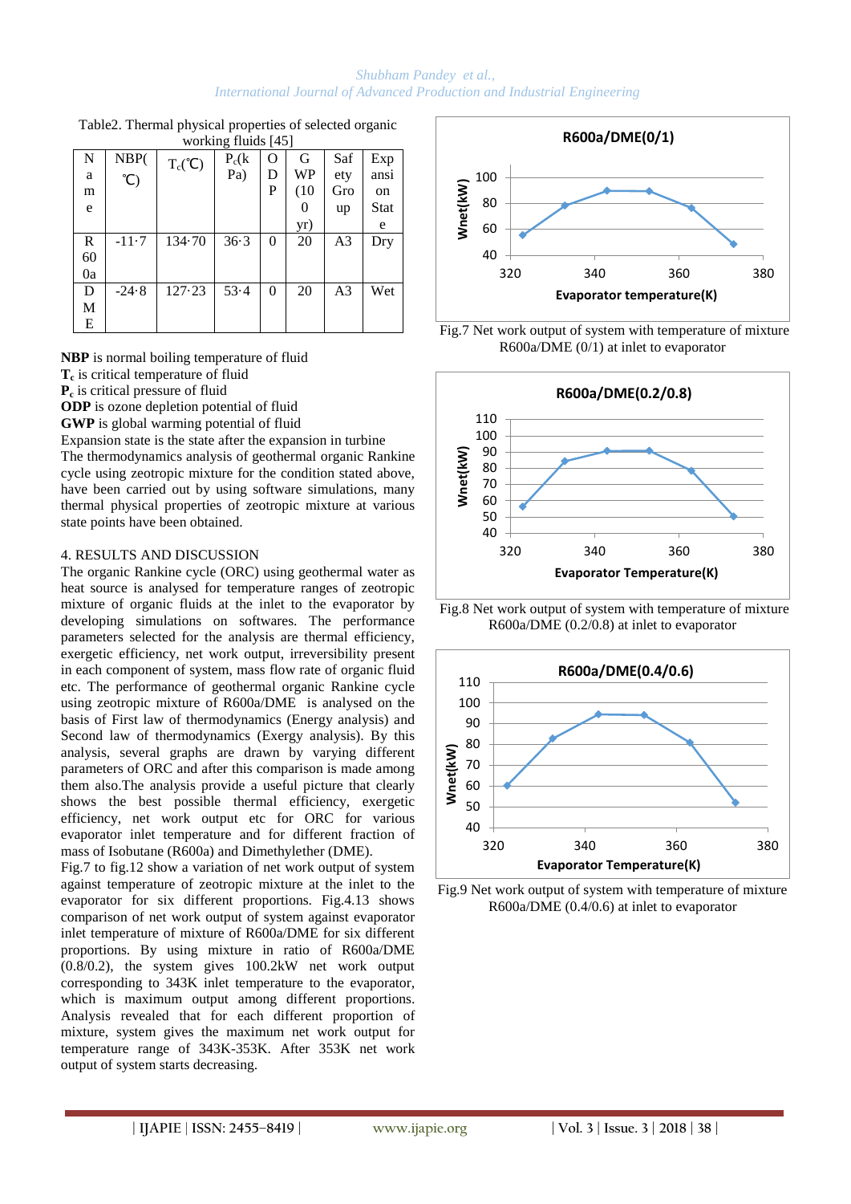Table2. Thermal physical properties of selected organic working fluids [45]

| Name | NBP(℃) | $T_c$(℃) | $P_c$(kPa) | ODP | GWP (100 yr) | Safety Group | Expansion State |
|---|---|---|---|---|---|---|---|
| R600a | -11·7 | 134·70 | 36·3 | 0 | 20 | A3 | Dry |
| DME | -24·8 | 127·23 | 53·4 | 0 | 20 | A3 | Wet |

**NBP** is normal boiling temperature of fluid
**$T_c$** is critical temperature of fluid
**$P_c$** is critical pressure of fluid
**ODP** is ozone depletion potential of fluid
**GWP** is global warming potential of fluid
Expansion state is the state after the expansion in turbine

The thermodynamics analysis of geothermal organic Rankine cycle using zeotropic mixture for the condition stated above, have been carried out by using software simulations, many thermal physical properties of zeotropic mixture at various state points have been obtained.

## 4. RESULTS AND DISCUSSION

The organic Rankine cycle (ORC) using geothermal water as heat source is analysed for temperature ranges of zeotropic mixture of organic fluids at the inlet to the evaporator by developing simulations on softwares. The performance parameters selected for the analysis are thermal efficiency, exergetic efficiency, net work output, irreversibility present in each component of system, mass flow rate of organic fluid etc. The performance of geothermal organic Rankine cycle using zeotropic mixture of R600a/DME is analysed on the basis of First law of thermodynamics (Energy analysis) and Second law of thermodynamics (Exergy analysis). By this analysis, several graphs are drawn by varying different parameters of ORC and after this comparison is made among them also.The analysis provide a useful picture that clearly shows the best possible thermal efficiency, exergetic efficiency, net work output etc for ORC for various evaporator inlet temperature and for different fraction of mass of Isobutane (R600a) and Dimethylether (DME).

Fig.7 to fig.12 show a variation of net work output of system against temperature of zeotropic mixture at the inlet to the evaporator for six different proportions. Fig.4.13 shows comparison of net work output of system against evaporator inlet temperature of mixture of R600a/DME for six different proportions. By using mixture in ratio of R600a/DME (0.8/0.2), the system gives 100.2kW net work output corresponding to 343K inlet temperature to the evaporator, which is maximum output among different proportions. Analysis revealed that for each different proportion of mixture, system gives the maximum net work output for temperature range of 343K-353K. After 353K net work output of system starts decreasing.

Fig.7 Net work output of system with temperature of mixture R600a/DME (0/1) at inlet to evaporator

Fig.8 Net work output of system with temperature of mixture R600a/DME (0.2/0.8) at inlet to evaporator

Fig.9 Net work output of system with temperature of mixture R600a/DME (0.4/0.6) at inlet to evaporator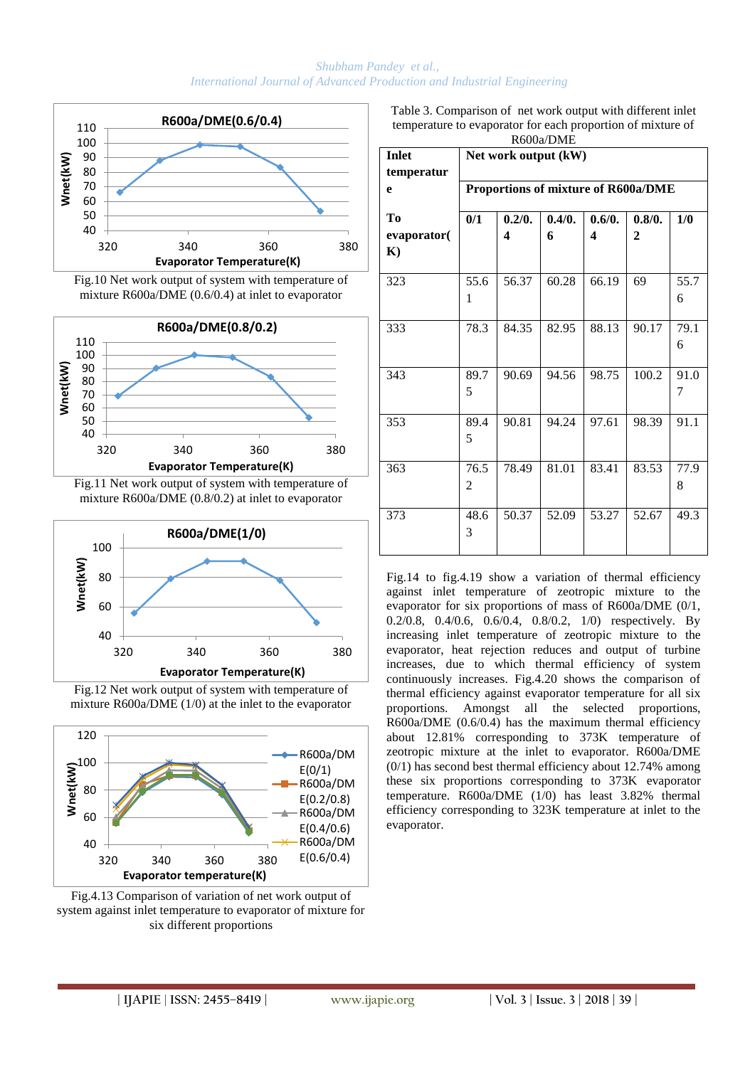Fig.10 Net work output of system with temperature of mixture R600a/DME (0.6/0.4) at inlet to evaporator

Fig.11 Net work output of system with temperature of mixture R600a/DME (0.8/0.2) at inlet to evaporator

Fig.12 Net work output of system with temperature of mixture R600a/DME (1/0) at the inlet to the evaporator

Fig.4.13 Comparison of variation of net work output of system against inlet temperature to evaporator of mixture for six different proportions

Table 3. Comparison of net work output with different inlet temperature to evaporator for each proportion of mixture of R600a/DME

| Inlet temperature To evaporator(K) | Net work output (kW) | | | | | |
|---|---|---|---|---|---|---|
| | Proportions of mixture of R600a/DME | | | | | |
| | 0/1 | 0.2/0.4 | 0.4/0.6 | 0.6/0.4 | 0.8/0.2 | 1/0 |
| 323 | 55.61 | 56.37 | 60.28 | 66.19 | 69 | 55.76 |
| 333 | 78.3 | 84.35 | 82.95 | 88.13 | 90.17 | 79.16 |
| 343 | 89.75 | 90.69 | 94.56 | 98.75 | 100.2 | 91.07 |
| 353 | 89.45 | 90.81 | 94.24 | 97.61 | 98.39 | 91.1 |
| 363 | 76.52 | 78.49 | 81.01 | 83.41 | 83.53 | 77.98 |
| 373 | 48.63 | 50.37 | 52.09 | 53.27 | 52.67 | 49.3 |

Fig.14 to fig.4.19 show a variation of thermal efficiency against inlet temperature of zeotropic mixture to the evaporator for six proportions of mass of R600a/DME (0/1, 0.2/0.8, 0.4/0.6, 0.6/0.4, 0.8/0.2, 1/0) respectively. By increasing inlet temperature of zeotropic mixture to the evaporator, heat rejection reduces and output of turbine increases, due to which thermal efficiency of system continuously increases. Fig.4.20 shows the comparison of thermal efficiency against evaporator temperature for all six proportions. Amongst all the selected proportions, R600a/DME (0.6/0.4) has the maximum thermal efficiency about 12.81% corresponding to 373K temperature of zeotropic mixture at the inlet to evaporator. R600a/DME (0/1) has second best thermal efficiency about 12.74% among these six proportions corresponding to 373K evaporator temperature. R600a/DME (1/0) has least 3.82% thermal efficiency corresponding to 323K temperature at inlet to the evaporator.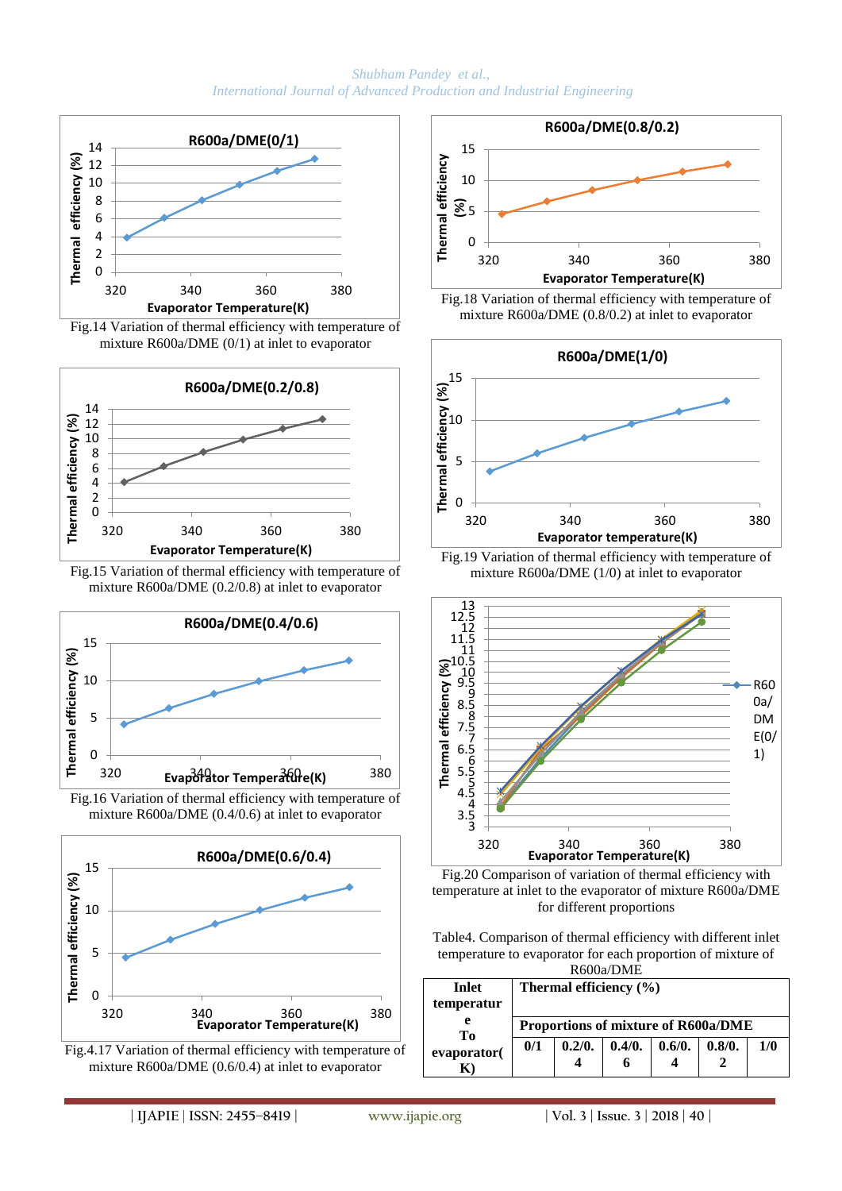Fig.14 Variation of thermal efficiency with temperature of mixture R600a/DME (0/1) at inlet to evaporator

Fig.15 Variation of thermal efficiency with temperature of mixture R600a/DME (0.2/0.8) at inlet to evaporator

Fig.16 Variation of thermal efficiency with temperature of mixture R600a/DME (0.4/0.6) at inlet to evaporator

Fig.4.17 Variation of thermal efficiency with temperature of mixture R600a/DME (0.6/0.4) at inlet to evaporator

Fig.18 Variation of thermal efficiency with temperature of mixture R600a/DME (0.8/0.2) at inlet to evaporator

Fig.19 Variation of thermal efficiency with temperature of mixture R600a/DME (1/0) at inlet to evaporator

Fig.20 Comparison of variation of thermal efficiency with temperature at inlet to the evaporator of mixture R600a/DME for different proportions

Table4. Comparison of thermal efficiency with different inlet temperature to evaporator for each proportion of mixture of R600a/DME

| Inlet temperature To evaporator(K) | Thermal efficiency (%) | | | | | |
|---|---|---|---|---|---|---|
| | Proportions of mixture of R600a/DME | | | | | |
| | 0/1 | 0.2/0.4 | 0.4/0.6 | 0.6/0.4 | 0.8/0.2 | 1/0 |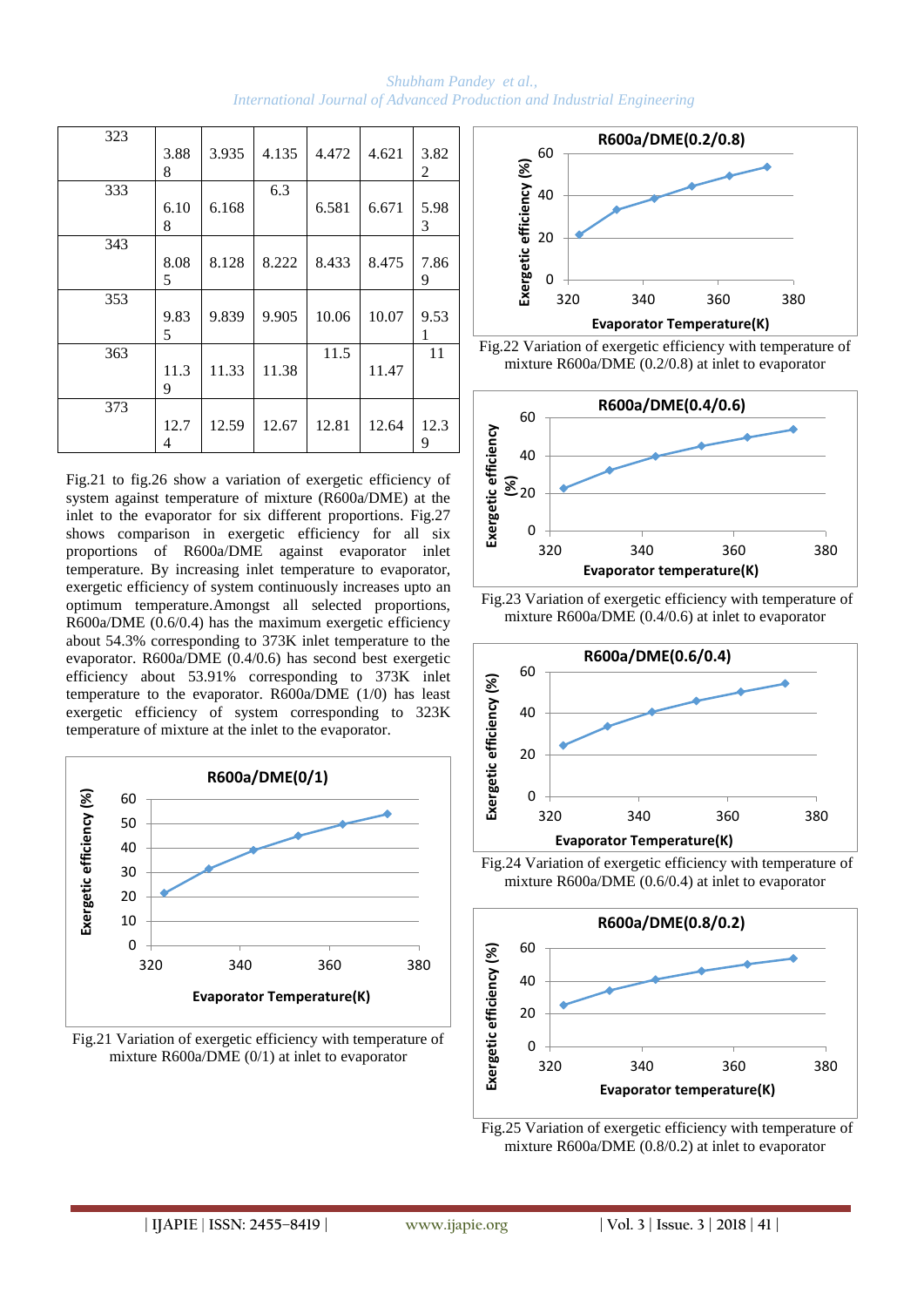| 323 | 3.888 | 3.935 | 4.135 | 4.472 | 4.621 | 3.822 |
|---|---|---|---|---|---|---|
| 333 | 6.108 | 6.168 | 6.3 | 6.581 | 6.671 | 5.983 |
| 343 | 8.085 | 8.128 | 8.222 | 8.433 | 8.475 | 7.869 |
| 353 | 9.835 | 9.839 | 9.905 | 10.06 | 10.07 | 9.531 |
| 363 | 11.39 | 11.33 | 11.38 | 11.5 | 11.47 | 11 |
| 373 | 12.74 | 12.59 | 12.67 | 12.81 | 12.64 | 12.39 |

Fig.21 to fig.26 show a variation of exergetic efficiency of system against temperature of mixture (R600a/DME) at the inlet to the evaporator for six different proportions. Fig.27 shows comparison in exergetic efficiency for all six proportions of R600a/DME against evaporator inlet temperature. By increasing inlet temperature to evaporator, exergetic efficiency of system continuously increases upto an optimum temperature.Amongst all selected proportions, R600a/DME (0.6/0.4) has the maximum exergetic efficiency about 54.3% corresponding to 373K inlet temperature to the evaporator. R600a/DME (0.4/0.6) has second best exergetic efficiency about 53.91% corresponding to 373K inlet temperature to the evaporator. R600a/DME (1/0) has least exergetic efficiency of system corresponding to 323K temperature of mixture at the inlet to the evaporator.

Fig.21 Variation of exergetic efficiency with temperature of mixture R600a/DME (0/1) at inlet to evaporator

Fig.22 Variation of exergetic efficiency with temperature of mixture R600a/DME (0.2/0.8) at inlet to evaporator

Fig.23 Variation of exergetic efficiency with temperature of mixture R600a/DME (0.4/0.6) at inlet to evaporator

Fig.24 Variation of exergetic efficiency with temperature of mixture R600a/DME (0.6/0.4) at inlet to evaporator

Fig.25 Variation of exergetic efficiency with temperature of mixture R600a/DME (0.8/0.2) at inlet to evaporator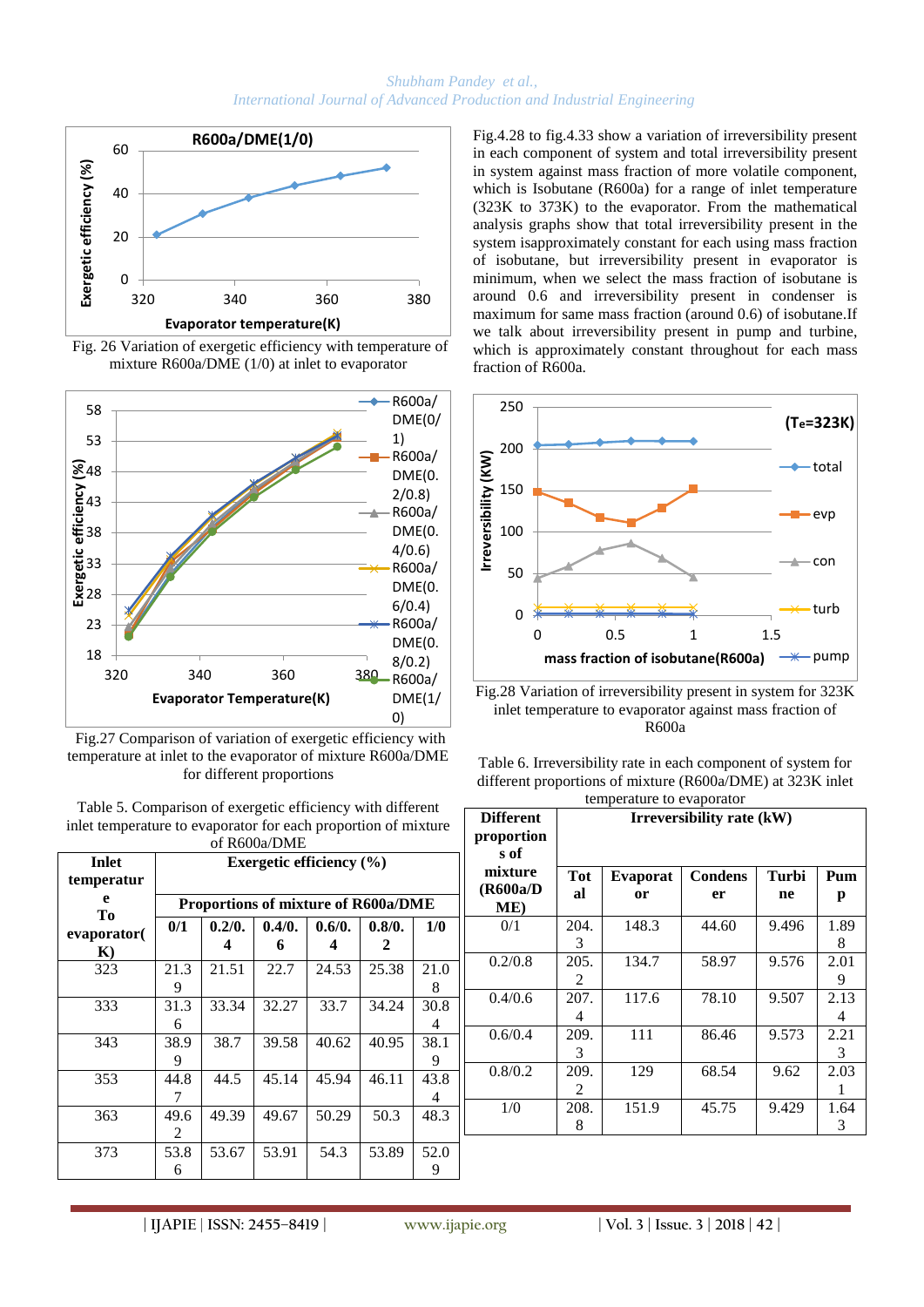Fig. 26 Variation of exergetic efficiency with temperature of mixture R600a/DME (1/0) at inlet to evaporator

Fig.27 Comparison of variation of exergetic efficiency with temperature at inlet to the evaporator of mixture R600a/DME for different proportions

Table 5. Comparison of exergetic efficiency with different inlet temperature to evaporator for each proportion of mixture of R600a/DME

| Inlet temperature To evaporator( K) | Exergetic efficiency (%) | | | | | |
|---|---|---|---|---|---|---|
| | Proportions of mixture of R600a/DME | | | | | |
| | 0/1 | 0.2/0.4 | 0.4/0.6 | 0.6/0.4 | 0.8/0.2 | 1/0 |
| 323 | 21.39 | 21.51 | 22.7 | 24.53 | 25.38 | 21.08 |
| 333 | 31.36 | 33.34 | 32.27 | 33.7 | 34.24 | 30.84 |
| 343 | 38.99 | 38.7 | 39.58 | 40.62 | 40.95 | 38.19 |
| 353 | 44.87 | 44.5 | 45.14 | 45.94 | 46.11 | 43.84 |
| 363 | 49.62 | 49.39 | 49.67 | 50.29 | 50.3 | 48.3 |
| 373 | 53.86 | 53.67 | 53.91 | 54.3 | 53.89 | 52.09 |

Fig.4.28 to fig.4.33 show a variation of irreversibility present in each component of system and total irreversibility present in system against mass fraction of more volatile component, which is Isobutane (R600a) for a range of inlet temperature (323K to 373K) to the evaporator. From the mathematical analysis graphs show that total irreversibility present in the system isapproximately constant for each using mass fraction of isobutane, but irreversibility present in evaporator is minimum, when we select the mass fraction of isobutane is around 0.6 and irreversibility present in condenser is maximum for same mass fraction (around 0.6) of isobutane.If we talk about irreversibility present in pump and turbine, which is approximately constant throughout for each mass fraction of R600a.

Fig.28 Variation of irreversibility present in system for 323K inlet temperature to evaporator against mass fraction of R600a

Table 6. Irreversibility rate in each component of system for different proportions of mixture (R600a/DME) at 323K inlet temperature to evaporator

| Different proportion s of mixture (R600a/DME) | Irreversibility rate (kW) | | | | |
|---|---|---|---|---|---|
| | Total | Evaporator | Condenser | Turbine | Pump |
| 0/1 | 204.3 | 148.3 | 44.60 | 9.496 | 1.898 |
| 0.2/0.8 | 205.2 | 134.7 | 58.97 | 9.576 | 2.019 |
| 0.4/0.6 | 207.4 | 117.6 | 78.10 | 9.507 | 2.134 |
| 0.6/0.4 | 209.3 | 111 | 86.46 | 9.573 | 2.213 |
| 0.8/0.2 | 209.2 | 129 | 68.54 | 9.62 | 2.031 |
| 1/0 | 208.8 | 151.9 | 45.75 | 9.429 | 1.643 |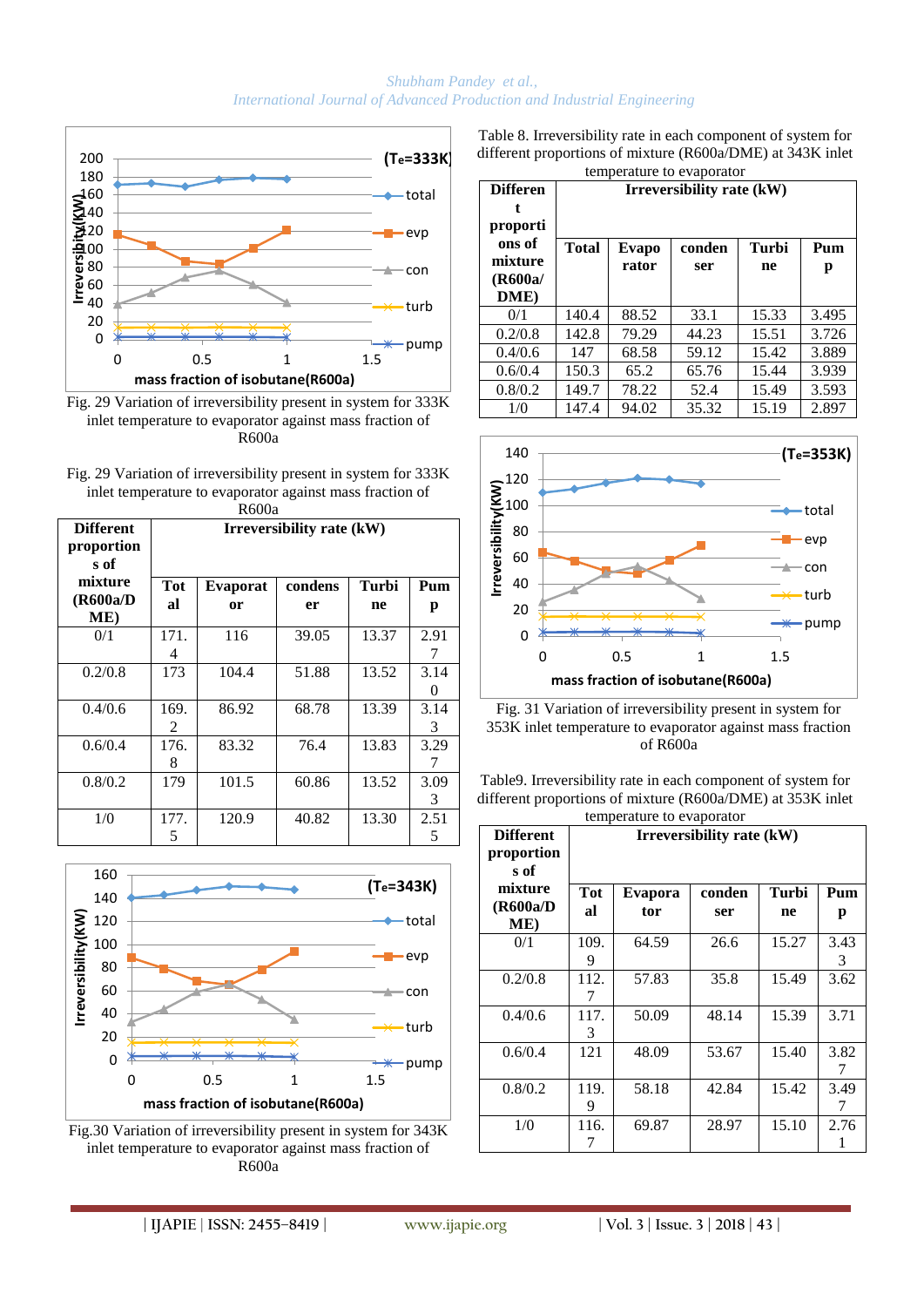Fig. 29 Variation of irreversibility present in system for 333K inlet temperature to evaporator against mass fraction of R600a

Fig. 29 Variation of irreversibility present in system for 333K inlet temperature to evaporator against mass fraction of R600a

| Different proportions of mixture (R600a/DME) | Irreversibility rate (kW) | | | | |
|---|---|---|---|---|---|
| | Total | Evaporator | condenser | Turbine | Pump |
| 0/1 | 171.4 | 116 | 39.05 | 13.37 | 2.917 |
| 0.2/0.8 | 173 | 104.4 | 51.88 | 13.52 | 3.140 |
| 0.4/0.6 | 169.2 | 86.92 | 68.78 | 13.39 | 3.143 |
| 0.6/0.4 | 176.8 | 83.32 | 76.4 | 13.83 | 3.297 |
| 0.8/0.2 | 179 | 101.5 | 60.86 | 13.52 | 3.093 |
| 1/0 | 177.5 | 120.9 | 40.82 | 13.30 | 2.515 |

Fig.30 Variation of irreversibility present in system for 343K inlet temperature to evaporator against mass fraction of R600a

Table 8. Irreversibility rate in each component of system for different proportions of mixture (R600a/DME) at 343K inlet temperature to evaporator

| Different proportions of mixture (R600a/DME) | Irreversibility rate (kW) | | | | |
|---|---|---|---|---|---|
| | Total | Evaporator | condenser | Turbine | Pump |
| 0/1 | 140.4 | 88.52 | 33.1 | 15.33 | 3.495 |
| 0.2/0.8 | 142.8 | 79.29 | 44.23 | 15.51 | 3.726 |
| 0.4/0.6 | 147 | 68.58 | 59.12 | 15.42 | 3.889 |
| 0.6/0.4 | 150.3 | 65.2 | 65.76 | 15.44 | 3.939 |
| 0.8/0.2 | 149.7 | 78.22 | 52.4 | 15.49 | 3.593 |
| 1/0 | 147.4 | 94.02 | 35.32 | 15.19 | 2.897 |

Fig. 31 Variation of irreversibility present in system for 353K inlet temperature to evaporator against mass fraction of R600a

Table9. Irreversibility rate in each component of system for different proportions of mixture (R600a/DME) at 353K inlet temperature to evaporator

| Different proportions of mixture (R600a/DME) | Irreversibility rate (kW) | | | | |
|---|---|---|---|---|---|
| | Total | Evaporator | condenser | Turbine | Pump |
| 0/1 | 109.9 | 64.59 | 26.6 | 15.27 | 3.433 |
| 0.2/0.8 | 112.7 | 57.83 | 35.8 | 15.49 | 3.62 |
| 0.4/0.6 | 117.3 | 50.09 | 48.14 | 15.39 | 3.71 |
| 0.6/0.4 | 121 | 48.09 | 53.67 | 15.40 | 3.827 |
| 0.8/0.2 | 119.9 | 58.18 | 42.84 | 15.42 | 3.497 |
| 1/0 | 116.7 | 69.87 | 28.97 | 15.10 | 2.761 |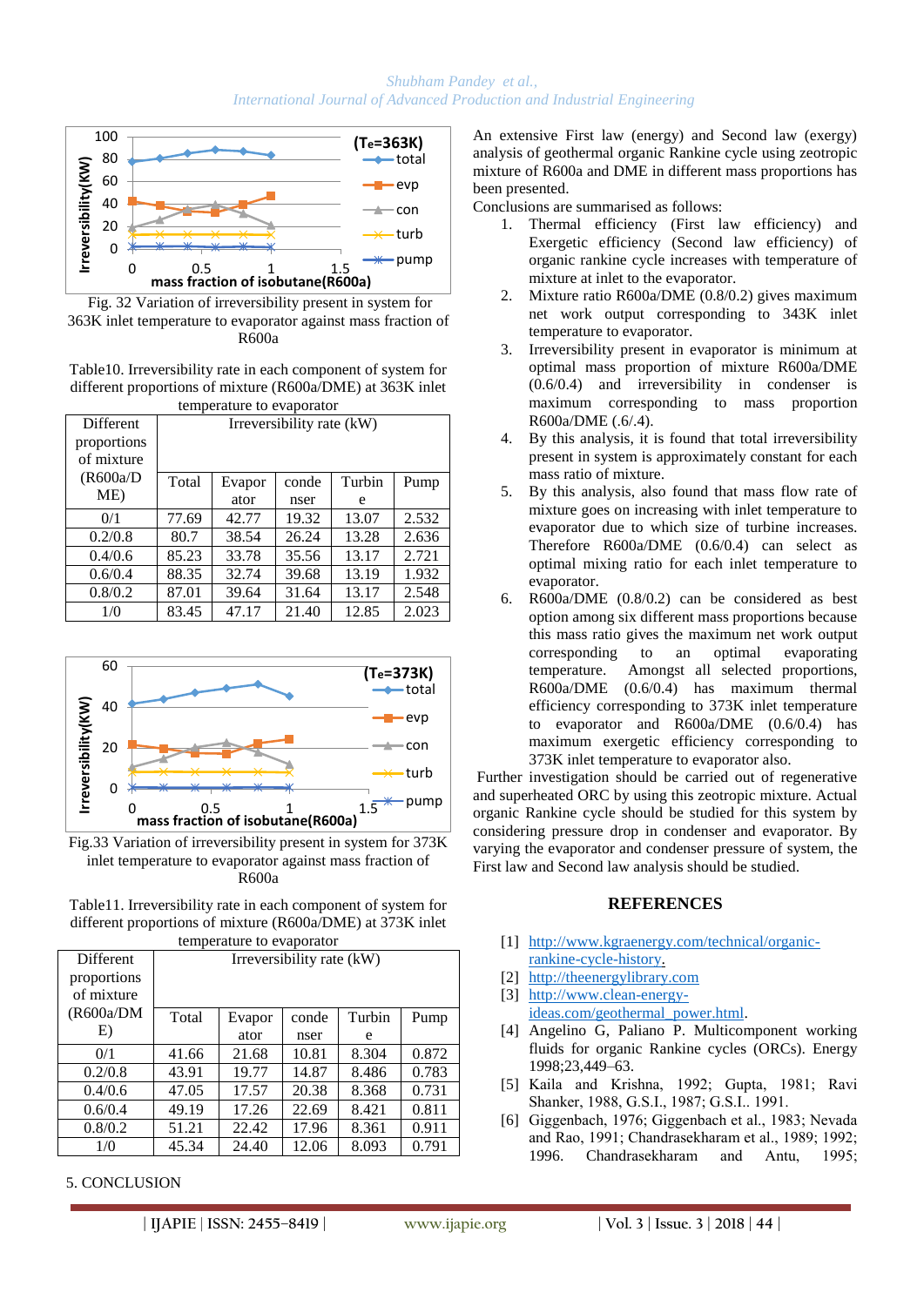Fig. 32 Variation of irreversibility present in system for 363K inlet temperature to evaporator against mass fraction of R600a

Table10. Irreversibility rate in each component of system for different proportions of mixture (R600a/DME) at 363K inlet temperature to evaporator

| Different proportions of mixture (R600a/DME) | Irreversibility rate (kW) | | | | |
|---|---|---|---|---|---|
| | Total | Evaporator | condenser | Turbine | Pump |
| 0/1 | 77.69 | 42.77 | 19.32 | 13.07 | 2.532 |
| 0.2/0.8 | 80.7 | 38.54 | 26.24 | 13.28 | 2.636 |
| 0.4/0.6 | 85.23 | 33.78 | 35.56 | 13.17 | 2.721 |
| 0.6/0.4 | 88.35 | 32.74 | 39.68 | 13.19 | 1.932 |
| 0.8/0.2 | 87.01 | 39.64 | 31.64 | 13.17 | 2.548 |
| 1/0 | 83.45 | 47.17 | 21.40 | 12.85 | 2.023 |

Fig.33 Variation of irreversibility present in system for 373K inlet temperature to evaporator against mass fraction of R600a

Table11. Irreversibility rate in each component of system for different proportions of mixture (R600a/DME) at 373K inlet temperature to evaporator

| Different proportions of mixture (R600a/DME) | Irreversibility rate (kW) | | | | |
|---|---|---|---|---|---|
| | Total | Evaporator | condenser | Turbine | Pump |
| 0/1 | 41.66 | 21.68 | 10.81 | 8.304 | 0.872 |
| 0.2/0.8 | 43.91 | 19.77 | 14.87 | 8.486 | 0.783 |
| 0.4/0.6 | 47.05 | 17.57 | 20.38 | 8.368 | 0.731 |
| 0.6/0.4 | 49.19 | 17.26 | 22.69 | 8.421 | 0.811 |
| 0.8/0.2 | 51.21 | 22.42 | 17.96 | 8.361 | 0.911 |
| 1/0 | 45.34 | 24.40 | 12.06 | 8.093 | 0.791 |

## 5. CONCLUSION

An extensive First law (energy) and Second law (exergy) analysis of geothermal organic Rankine cycle using zeotropic mixture of R600a and DME in different mass proportions has been presented.

Conclusions are summarised as follows:

1. Thermal efficiency (First law efficiency) and Exergetic efficiency (Second law efficiency) of organic rankine cycle increases with temperature of mixture at inlet to the evaporator.
2. Mixture ratio R600a/DME (0.8/0.2) gives maximum net work output corresponding to 343K inlet temperature to evaporator.
3. Irreversibility present in evaporator is minimum at optimal mass proportion of mixture R600a/DME (0.6/0.4) and irreversibility in condenser is maximum corresponding to mass proportion R600a/DME (.6/.4).
4. By this analysis, it is found that total irreversibility present in system is approximately constant for each mass ratio of mixture.
5. By this analysis, also found that mass flow rate of mixture goes on increasing with inlet temperature to evaporator due to which size of turbine increases. Therefore R600a/DME (0.6/0.4) can select as optimal mixing ratio for each inlet temperature to evaporator.
6. R600a/DME (0.8/0.2) can be considered as best option among six different mass proportions because this mass ratio gives the maximum net work output corresponding to an optimal evaporating temperature. Amongst all selected proportions, R600a/DME (0.6/0.4) has maximum thermal efficiency corresponding to 373K inlet temperature to evaporator and R600a/DME (0.6/0.4) has maximum exergetic efficiency corresponding to 373K inlet temperature to evaporator also.

Further investigation should be carried out of regenerative and superheated ORC by using this zeotropic mixture. Actual organic Rankine cycle should be studied for this system by considering pressure drop in condenser and evaporator. By varying the evaporator and condenser pressure of system, the First law and Second law analysis should be studied.

## REFERENCES

[1] http://www.kgraenergy.com/technical/organic-rankine-cycle-history.

[2] http://theenergylibrary.com

[3] http://www.clean-energy-ideas.com/geothermal_power.html.

[4] Angelino G, Paliano P. Multicomponent working fluids for organic Rankine cycles (ORCs). Energy 1998;23,449–63.

[5] Kaila and Krishna, 1992; Gupta, 1981; Ravi Shanker, 1988, G.S.I., 1987; G.S.I.. 1991.

[6] Giggenbach, 1976; Giggenbach et al., 1983; Nevada and Rao, 1991; Chandrasekharam et al., 1989; 1992; 1996. Chandrasekharam and Antu, 1995;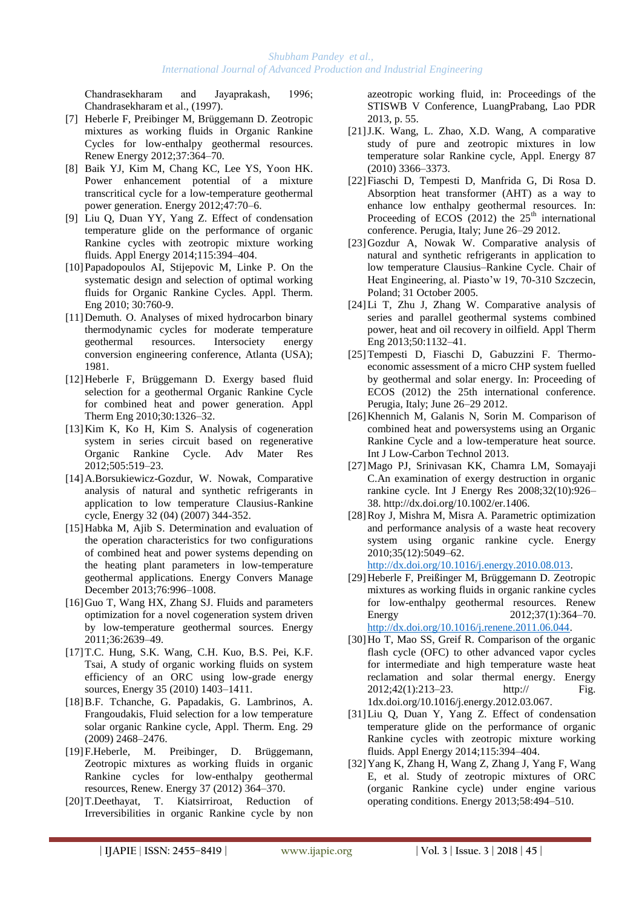Chandrasekharam and Jayaprakash, 1996; Chandrasekharam et al., (1997).

[7] Heberle F, Preibinger M, Brüggemann D. Zeotropic mixtures as working fluids in Organic Rankine Cycles for low-enthalpy geothermal resources. Renew Energy 2012;37:364–70.

[8] Baik YJ, Kim M, Chang KC, Lee YS, Yoon HK. Power enhancement potential of a mixture transcritical cycle for a low-temperature geothermal power generation. Energy 2012;47:70–6.

[9] Liu Q, Duan YY, Yang Z. Effect of condensation temperature glide on the performance of organic Rankine cycles with zeotropic mixture working fluids. Appl Energy 2014;115:394–404.

[10] Papadopoulos AI, Stijepovic M, Linke P. On the systematic design and selection of optimal working fluids for Organic Rankine Cycles. Appl. Therm. Eng 2010; 30:760-9.

[11] Demuth. O. Analyses of mixed hydrocarbon binary thermodynamic cycles for moderate temperature geothermal resources. Intersociety energy conversion engineering conference, Atlanta (USA); 1981.

[12] Heberle F, Brüggemann D. Exergy based fluid selection for a geothermal Organic Rankine Cycle for combined heat and power generation. Appl Therm Eng 2010;30:1326–32.

[13] Kim K, Ko H, Kim S. Analysis of cogeneration system in series circuit based on regenerative Organic Rankine Cycle. Adv Mater Res 2012;505:519–23.

[14] A.Borsukiewicz-Gozdur, W. Nowak, Comparative analysis of natural and synthetic refrigerants in application to low temperature Clausius-Rankine cycle, Energy 32 (04) (2007) 344-352.

[15] Habka M, Ajib S. Determination and evaluation of the operation characteristics for two configurations of combined heat and power systems depending on the heating plant parameters in low-temperature geothermal applications. Energy Convers Manage December 2013;76:996–1008.

[16] Guo T, Wang HX, Zhang SJ. Fluids and parameters optimization for a novel cogeneration system driven by low-temperature geothermal sources. Energy 2011;36:2639–49.

[17] T.C. Hung, S.K. Wang, C.H. Kuo, B.S. Pei, K.F. Tsai, A study of organic working fluids on system efficiency of an ORC using low-grade energy sources, Energy 35 (2010) 1403–1411.

[18] B.F. Tchanche, G. Papadakis, G. Lambrinos, A. Frangoudakis, Fluid selection for a low temperature solar organic Rankine cycle, Appl. Therm. Eng. 29 (2009) 2468–2476.

[19] F.Heberle, M. Preibinger, D. Brüggemann, Zeotropic mixtures as working fluids in organic Rankine cycles for low-enthalpy geothermal resources, Renew. Energy 37 (2012) 364–370.

[20] T.Deethayat, T. Kiatsirriroat, Reduction of Irreversibilities in organic Rankine cycle by non azeotropic working fluid, in: Proceedings of the STISWB V Conference, LuangPrabang, Lao PDR 2013, p. 55.

[21] J.K. Wang, L. Zhao, X.D. Wang, A comparative study of pure and zeotropic mixtures in low temperature solar Rankine cycle, Appl. Energy 87 (2010) 3366–3373.

[22] Fiaschi D, Tempesti D, Manfrida G, Di Rosa D. Absorption heat transformer (AHT) as a way to enhance low enthalpy geothermal resources. In: Proceeding of ECOS (2012) the 25th international conference. Perugia, Italy; June 26–29 2012.

[23] Gozdur A, Nowak W. Comparative analysis of natural and synthetic refrigerants in application to low temperature Clausius–Rankine Cycle. Chair of Heat Engineering, al. Piasto'w 19, 70-310 Szczecin, Poland; 31 October 2005.

[24] Li T, Zhu J, Zhang W. Comparative analysis of series and parallel geothermal systems combined power, heat and oil recovery in oilfield. Appl Therm Eng 2013;50:1132–41.

[25] Tempesti D, Fiaschi D, Gabuzzini F. Thermo-economic assessment of a micro CHP system fuelled by geothermal and solar energy. In: Proceeding of ECOS (2012) the 25th international conference. Perugia, Italy; June 26–29 2012.

[26] Khennich M, Galanis N, Sorin M. Comparison of combined heat and powersystems using an Organic Rankine Cycle and a low-temperature heat source. Int J Low-Carbon Technol 2013.

[27] Mago PJ, Srinivasan KK, Chamra LM, Somayaji C.An examination of exergy destruction in organic rankine cycle. Int J Energy Res 2008;32(10):926–38. http://dx.doi.org/10.1002/er.1406.

[28] Roy J, Mishra M, Misra A. Parametric optimization and performance analysis of a waste heat recovery system using organic rankine cycle. Energy 2010;35(12):5049–62. http://dx.doi.org/10.1016/j.energy.2010.08.013.

[29] Heberle F, Preißinger M, Brüggemann D. Zeotropic mixtures as working fluids in organic rankine cycles for low-enthalpy geothermal resources. Renew Energy 2012;37(1):364–70. http://dx.doi.org/10.1016/j.renene.2011.06.044.

[30] Ho T, Mao SS, Greif R. Comparison of the organic flash cycle (OFC) to other advanced vapor cycles for intermediate and high temperature waste heat reclamation and solar thermal energy. Energy 2012;42(1):213–23. http:// Fig. 1dx.doi.org/10.1016/j.energy.2012.03.067.

[31] Liu Q, Duan Y, Yang Z. Effect of condensation temperature glide on the performance of organic Rankine cycles with zeotropic mixture working fluids. Appl Energy 2014;115:394–404.

[32] Yang K, Zhang H, Wang Z, Zhang J, Yang F, Wang E, et al. Study of zeotropic mixtures of ORC (organic Rankine cycle) under engine various operating conditions. Energy 2013;58:494–510.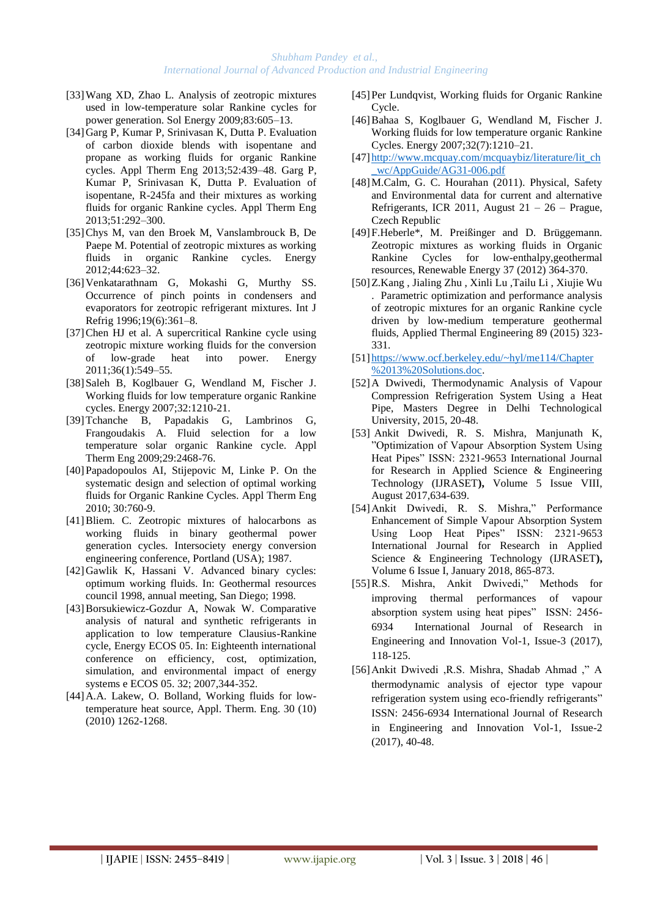[33] Wang XD, Zhao L. Analysis of zeotropic mixtures used in low-temperature solar Rankine cycles for power generation. Sol Energy 2009;83:605–13.

[34] Garg P, Kumar P, Srinivasan K, Dutta P. Evaluation of carbon dioxide blends with isopentane and propane as working fluids for organic Rankine cycles. Appl Therm Eng 2013;52:439–48. Garg P, Kumar P, Srinivasan K, Dutta P. Evaluation of isopentane, R-245fa and their mixtures as working fluids for organic Rankine cycles. Appl Therm Eng 2013;51:292–300.

[35] Chys M, van den Broek M, Vanslambrouck B, De Paepe M. Potential of zeotropic mixtures as working fluids in organic Rankine cycles. Energy 2012;44:623–32.

[36] Venkatarathnam G, Mokashi G, Murthy SS. Occurrence of pinch points in condensers and evaporators for zeotropic refrigerant mixtures. Int J Refrig 1996;19(6):361–8.

[37] Chen HJ et al. A supercritical Rankine cycle using zeotropic mixture working fluids for the conversion of low-grade heat into power. Energy 2011;36(1):549–55.

[38] Saleh B, Koglbauer G, Wendland M, Fischer J. Working fluids for low temperature organic Rankine cycles. Energy 2007;32:1210-21.

[39] Tchanche B, Papadakis G, Lambrinos G, Frangoudakis A. Fluid selection for a low temperature solar organic Rankine cycle. Appl Therm Eng 2009;29:2468-76.

[40] Papadopoulos AI, Stijepovic M, Linke P. On the systematic design and selection of optimal working fluids for Organic Rankine Cycles. Appl Therm Eng 2010; 30:760-9.

[41] Bliem. C. Zeotropic mixtures of halocarbons as working fluids in binary geothermal power generation cycles. Intersociety energy conversion engineering conference, Portland (USA); 1987.

[42] Gawlik K, Hassani V. Advanced binary cycles: optimum working fluids. In: Geothermal resources council 1998, annual meeting, San Diego; 1998.

[43] Borsukiewicz-Gozdur A, Nowak W. Comparative analysis of natural and synthetic refrigerants in application to low temperature Clausius-Rankine cycle, Energy ECOS 05. In: Eighteenth international conference on efficiency, cost, optimization, simulation, and environmental impact of energy systems e ECOS 05. 32; 2007,344-352.

[44] A.A. Lakew, O. Bolland, Working fluids for low-temperature heat source, Appl. Therm. Eng. 30 (10) (2010) 1262-1268.

[45] Per Lundqvist, Working fluids for Organic Rankine Cycle.

[46] Bahaa S, Koglbauer G, Wendland M, Fischer J. Working fluids for low temperature organic Rankine Cycles. Energy 2007;32(7):1210–21.

[47] http://www.mcquay.com/mcquaybiz/literature/lit_ch_wc/AppGuide/AG31-006.pdf

[48] M.Calm, G. C. Hourahan (2011). Physical, Safety and Environmental data for current and alternative Refrigerants, ICR 2011, August 21 – 26 – Prague, Czech Republic

[49] F.Heberle*, M. Preißinger and D. Brüggemann. Zeotropic mixtures as working fluids in Organic Rankine Cycles for low-enthalpy,geothermal resources, Renewable Energy 37 (2012) 364-370.

[50] Z.Kang , Jialing Zhu , Xinli Lu ,Tailu Li , Xiujie Wu . Parametric optimization and performance analysis of zeotropic mixtures for an organic Rankine cycle driven by low-medium temperature geothermal fluids, Applied Thermal Engineering 89 (2015) 323-331.

[51] https://www.ocf.berkeley.edu/~hyl/me114/Chapter%2013%20Solutions.doc.

[52] A Dwivedi, Thermodynamic Analysis of Vapour Compression Refrigeration System Using a Heat Pipe, Masters Degree in Delhi Technological University, 2015, 20-48.

[53] Ankit Dwivedi, R. S. Mishra, Manjunath K, "Optimization of Vapour Absorption System Using Heat Pipes" ISSN: 2321-9653 International Journal for Research in Applied Science & Engineering Technology (IJRASET**),** Volume 5 Issue VIII, August 2017,634-639.

[54] Ankit Dwivedi, R. S. Mishra," Performance Enhancement of Simple Vapour Absorption System Using Loop Heat Pipes" ISSN: 2321-9653 International Journal for Research in Applied Science & Engineering Technology (IJRASET**),** Volume 6 Issue I, January 2018, 865-873.

[55] R.S. Mishra, Ankit Dwivedi," Methods for improving thermal performances of vapour absorption system using heat pipes" ISSN: 2456-6934 International Journal of Research in Engineering and Innovation Vol-1, Issue-3 (2017), 118-125.

[56] Ankit Dwivedi ,R.S. Mishra, Shadab Ahmad ," A thermodynamic analysis of ejector type vapour refrigeration system using eco-friendly refrigerants" ISSN: 2456-6934 International Journal of Research in Engineering and Innovation Vol-1, Issue-2 (2017), 40-48.